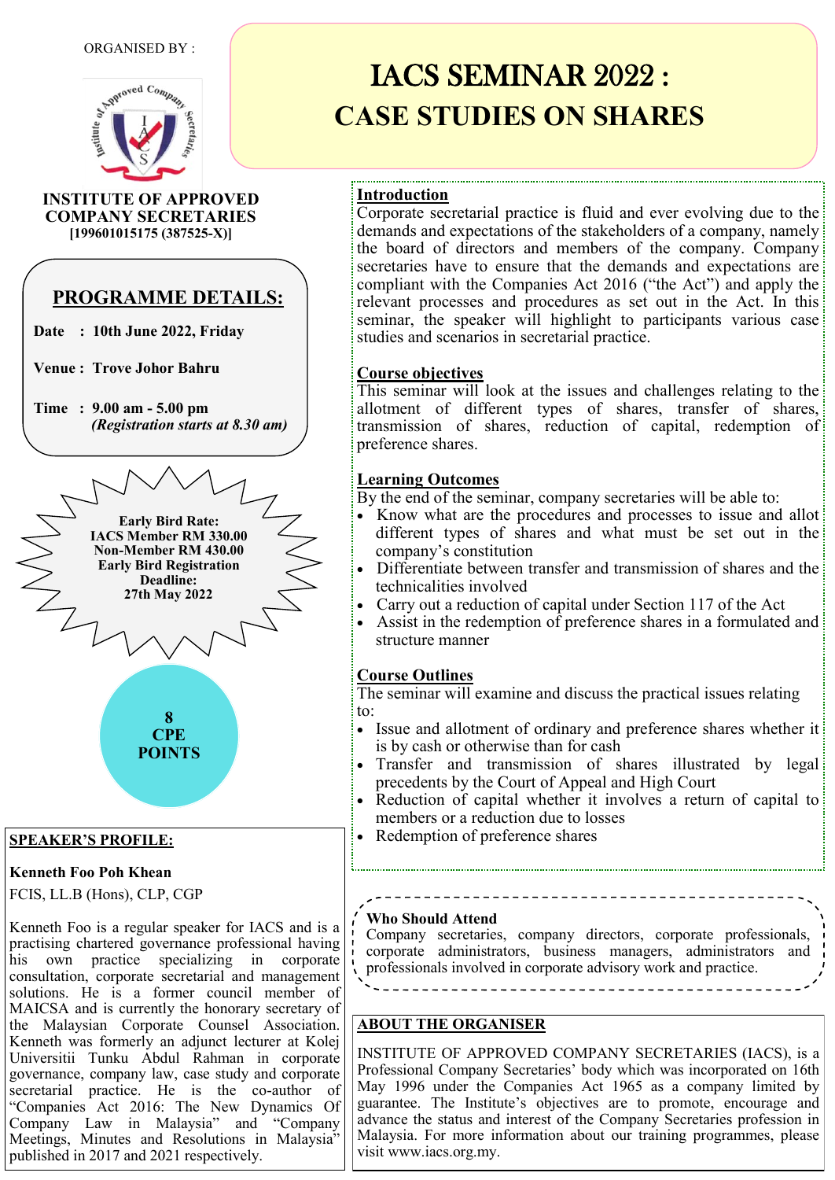ORGANISED BY :

**INSTITUTE OF APPROVED COMPANY SECRETARIES**
**[199601015175 (387525-X)]**

# IACS SEMINAR 2022 :
# CASE STUDIES ON SHARES

## PROGRAMME DETAILS:

**Date : 10th June 2022, Friday**

**Venue : Trove Johor Bahru**

**Time : 9.00 am - 5.00 pm**
***(Registration starts at 8.30 am)***

**Early Bird Rate:**
**IACS Member RM 330.00**
**Non-Member RM 430.00**
**Early Bird Registration Deadline:**
**27th May 2022**

**8 CPE POINTS**

## Introduction

Corporate secretarial practice is fluid and ever evolving due to the demands and expectations of the stakeholders of a company, namely the board of directors and members of the company. Company secretaries have to ensure that the demands and expectations are compliant with the Companies Act 2016 ("the Act") and apply the relevant processes and procedures as set out in the Act. In this seminar, the speaker will highlight to participants various case studies and scenarios in secretarial practice.

## Course objectives

This seminar will look at the issues and challenges relating to the allotment of different types of shares, transfer of shares, transmission of shares, reduction of capital, redemption of preference shares.

## Learning Outcomes

By the end of the seminar, company secretaries will be able to:

- Know what are the procedures and processes to issue and allot different types of shares and what must be set out in the company's constitution
- Differentiate between transfer and transmission of shares and the technicalities involved
- Carry out a reduction of capital under Section 117 of the Act
- Assist in the redemption of preference shares in a formulated and structure manner

## Course Outlines

The seminar will examine and discuss the practical issues relating to:

- Issue and allotment of ordinary and preference shares whether it is by cash or otherwise than for cash
- Transfer and transmission of shares illustrated by legal precedents by the Court of Appeal and High Court
- Reduction of capital whether it involves a return of capital to members or a reduction due to losses
- Redemption of preference shares

## Who Should Attend

Company secretaries, company directors, corporate professionals, corporate administrators, business managers, administrators and professionals involved in corporate advisory work and practice.

## SPEAKER'S PROFILE:

**Kenneth Foo Poh Khean**

FCIS, LL.B (Hons), CLP, CGP

Kenneth Foo is a regular speaker for IACS and is a practising chartered governance professional having his own practice specializing in corporate consultation, corporate secretarial and management solutions. He is a former council member of MAICSA and is currently the honorary secretary of the Malaysian Corporate Counsel Association. Kenneth was formerly an adjunct lecturer at Kolej Universitii Tunku Abdul Rahman in corporate governance, company law, case study and corporate secretarial practice. He is the co-author of "Companies Act 2016: The New Dynamics Of Company Law in Malaysia" and "Company Meetings, Minutes and Resolutions in Malaysia" published in 2017 and 2021 respectively.

## ABOUT THE ORGANISER

INSTITUTE OF APPROVED COMPANY SECRETARIES (IACS), is a Professional Company Secretaries' body which was incorporated on 16th May 1996 under the Companies Act 1965 as a company limited by guarantee. The Institute's objectives are to promote, encourage and advance the status and interest of the Company Secretaries profession in Malaysia. For more information about our training programmes, please visit www.iacs.org.my.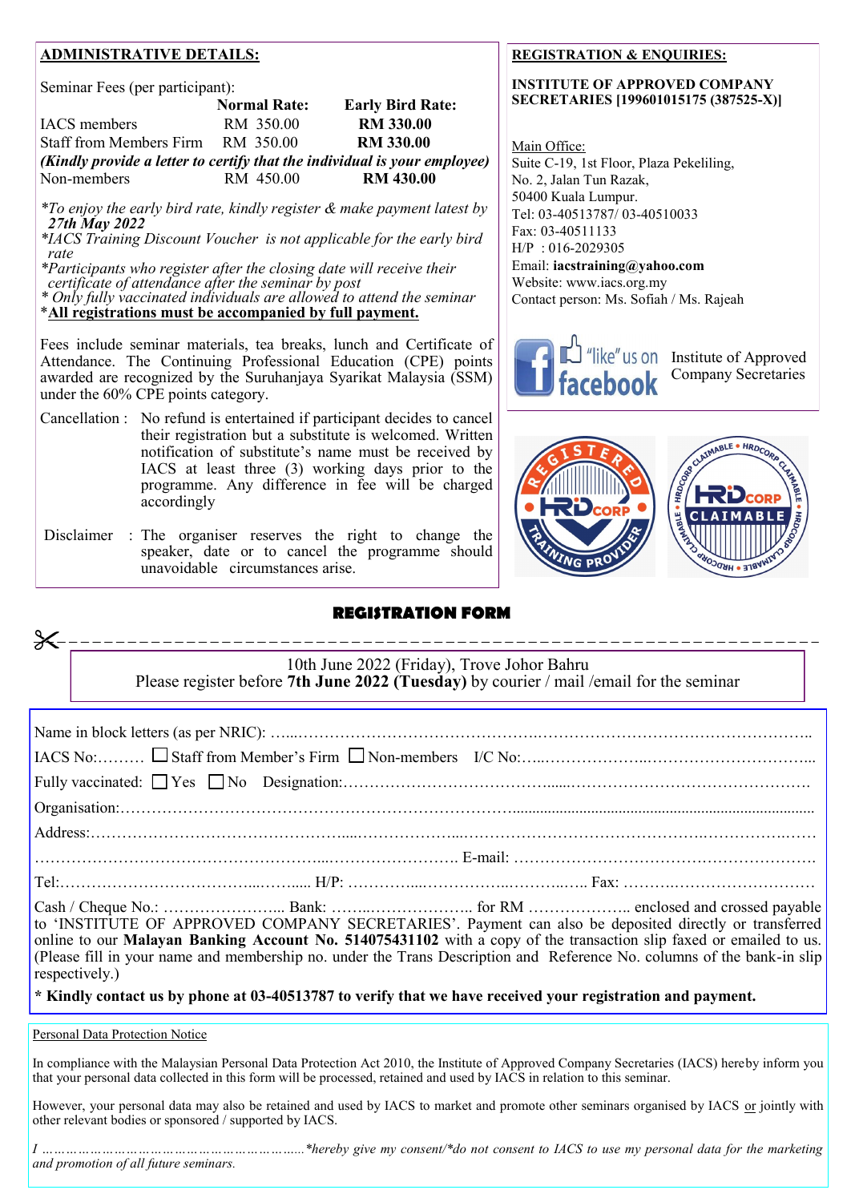## ADMINISTRATIVE DETAILS:

Seminar Fees (per participant):

| | Normal Rate: | Early Bird Rate: |
|---|---|---|
| IACS members | RM 350.00 | **RM 330.00** |
| Staff from Members Firm | RM 350.00 | **RM 330.00** |
| ***(Kindly provide a letter to certify that the individual is your employee)*** | | |
| Non-members | RM 450.00 | **RM 430.00** |

*\*To enjoy the early bird rate, kindly register & make payment latest by **27th May 2022***

*\*IACS Training Discount Voucher is not applicable for the early bird rate*

*\*Participants who register after the closing date will receive their certificate of attendance after the seminar by post*

*\* Only fully vaccinated individuals are allowed to attend the seminar*

\***All registrations must be accompanied by full payment.**

Fees include seminar materials, tea breaks, lunch and Certificate of Attendance. The Continuing Professional Education (CPE) points awarded are recognized by the Suruhanjaya Syarikat Malaysia (SSM) under the 60% CPE points category.

Cancellation : No refund is entertained if participant decides to cancel their registration but a substitute is welcomed. Written notification of substitute's name must be received by IACS at least three (3) working days prior to the programme. Any difference in fee will be charged accordingly

Disclaimer : The organiser reserves the right to change the speaker, date or to cancel the programme should unavoidable circumstances arise.

## REGISTRATION & ENQUIRIES:

**INSTITUTE OF APPROVED COMPANY SECRETARIES [199601015175 (387525-X)]**

Main Office:
Suite C-19, 1st Floor, Plaza Pekeliling,
No. 2, Jalan Tun Razak,
50400 Kuala Lumpur.
Tel: 03-40513787/ 03-40510033
Fax: 03-40511133
H/P : 016-2029305
Email: **iacstraining@yahoo.com**
Website: www.iacs.org.my
Contact person: Ms. Sofiah / Ms. Rajeah

"like" us on facebook — Institute of Approved Company Secretaries

REGISTERED HRDCORP TRAINING PROVIDER

HRDCORP CLAIMABLE

## REGISTRATION FORM

10th June 2022 (Friday), Trove Johor Bahru
Please register before **7th June 2022 (Tuesday)** by courier / mail /email for the seminar

Name in block letters (as per NRIC): ……………………………………………………………………………………

IACS No:……… ☐ Staff from Member's Firm ☐ Non-members I/C No:……………………………………………

Fully vaccinated: ☐ Yes ☐ No Designation:……………………………………………………………………

Organisation:……………………………………………………………………………………………………………

Address:…………………………………………………………………………………………………………………

………………………………………………………………………… E-mail: ……………………………………………

Tel:…………………………………………… H/P: …………………………………………… Fax: ……………………………

Cash / Cheque No.: ………………….. Bank: ……………………….. for RM ……………….. enclosed and crossed payable to 'INSTITUTE OF APPROVED COMPANY SECRETARIES'. Payment can also be deposited directly or transferred online to our **Malayan Banking Account No. 514075431102** with a copy of the transaction slip faxed or emailed to us. (Please fill in your name and membership no. under the Trans Description and Reference No. columns of the bank-in slip respectively.)

**\* Kindly contact us by phone at 03-40513787 to verify that we have received your registration and payment.**

Personal Data Protection Notice

In compliance with the Malaysian Personal Data Protection Act 2010, the Institute of Approved Company Secretaries (IACS) hereby inform you that your personal data collected in this form will be processed, retained and used by IACS in relation to this seminar.

However, your personal data may also be retained and used by IACS to market and promote other seminars organised by IACS or jointly with other relevant bodies or sponsored / supported by IACS.

*I ……………………………………………………………*hereby give my consent/\*do not consent to IACS to use my personal data for the marketing and promotion of all future seminars.*